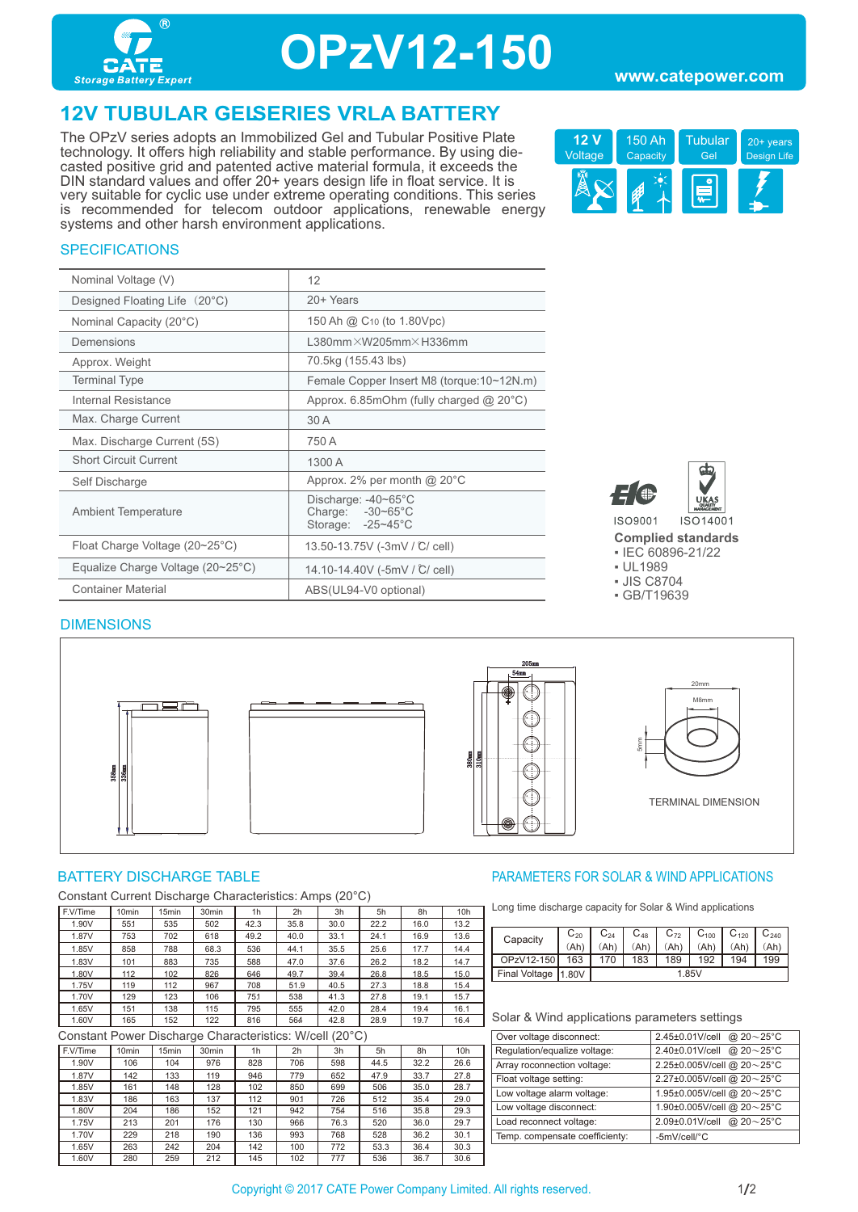# OPzV12-150

www.catepower.com

## 12V TUBULAR GELSERIES VRLA BATTERY

The OPzV series adopts an Immobilized Gel and Tubular Positive Plate technology. It offers high reliability and stable performance. By using die-casted positive grid and patented active material formula, it exceeds the DIN standard values and offer 20+ years design life in float service. It is very suitable for cyclic use under extreme operating conditions. This series is recommended for telecom outdoor applications, renewable energy systems and other harsh environment applications.

12 V Voltage | 150 Ah Capacity | Tubular Gel | 20+ years Design Life

### SPECIFICATIONS

| | |
|---|---|
| Nominal Voltage (V) | 12 |
| Designed Floating Life（20°C) | 20+ Years |
| Nominal Capacity (20°C) | 150 Ah @ $C_{10}$ (to 1.80Vpc) |
| Demensions | L380mm×W205mm×H336mm |
| Approx. Weight | 70.5kg (155.43 lbs) |
| Terminal Type | Female Copper Insert M8 (torque:10~12N.m) |
| Internal Resistance | Approx. 6.85mOhm (fully charged @ 20°C) |
| Max. Charge Current | 30 A |
| Max. Discharge Current (5S) | 750 A |
| Short Circuit Current | 1300 A |
| Self Discharge | Approx. 2% per month @ 20°C |
| Ambient Temperature | Discharge: -40~65°C<br>Charge: -30~65°C<br>Storage: -25~45°C |
| Float Charge Voltage (20~25°C) | 13.50-13.75V (-3mV / ℃/ cell) |
| Equalize Charge Voltage (20~25°C) | 14.10-14.40V (-5mV / ℃/ cell) |
| Container Material | ABS(UL94-V0 optional) |

ISO9001 ISO14001

**Complied standards**

- IEC 60896-21/22
- UL1989
- JIS C8704
- GB/T19639

### DIMENSIONS

358mm 336mm 380mm 310mm 205mm 54mm 20mm M8mm 5mm

TERMINAL DIMENSION

### BATTERY DISCHARGE TABLE

Constant Current Discharge Characteristics: Amps (20°C)

| F.V/Time | 10min | 15min | 30min | 1h | 2h | 3h | 5h | 8h | 10h |
|---|---|---|---|---|---|---|---|---|---|
| 1.90V | 551 | 535 | 502 | 42.3 | 35.8 | 30.0 | 22.2 | 16.0 | 13.2 |
| 1.87V | 753 | 702 | 618 | 49.2 | 40.0 | 33.1 | 24.1 | 16.9 | 13.6 |
| 1.85V | 858 | 788 | 68.3 | 536 | 44.1 | 35.5 | 25.6 | 17.7 | 14.4 |
| 1.83V | 101 | 883 | 735 | 588 | 47.0 | 37.6 | 26.2 | 18.2 | 14.7 |
| 1.80V | 112 | 102 | 826 | 646 | 49.7 | 39.4 | 26.8 | 18.5 | 15.0 |
| 1.75V | 119 | 112 | 967 | 708 | 51.9 | 40.5 | 27.3 | 18.8 | 15.4 |
| 1.70V | 129 | 123 | 106 | 751 | 538 | 41.3 | 27.8 | 19.1 | 15.7 |
| 1.65V | 151 | 138 | 115 | 795 | 555 | 42.0 | 28.4 | 19.4 | 16.1 |
| 1.60V | 165 | 152 | 122 | 816 | 564 | 42.8 | 28.9 | 19.7 | 16.4 |

Constant Power Discharge Characteristics: W/cell (20°C)

| F.V/Time | 10min | 15min | 30min | 1h | 2h | 3h | 5h | 8h | 10h |
|---|---|---|---|---|---|---|---|---|---|
| 1.90V | 106 | 104 | 976 | 828 | 706 | 598 | 44.5 | 32.2 | 26.6 |
| 1.87V | 142 | 133 | 119 | 946 | 779 | 652 | 47.9 | 33.7 | 27.8 |
| 1.85V | 161 | 148 | 128 | 102 | 850 | 699 | 506 | 35.0 | 28.7 |
| 1.83V | 186 | 163 | 137 | 112 | 901 | 726 | 512 | 35.4 | 29.0 |
| 1.80V | 204 | 186 | 152 | 121 | 942 | 754 | 516 | 35.8 | 29.3 |
| 1.75V | 213 | 201 | 176 | 130 | 966 | 76.3 | 520 | 36.0 | 29.7 |
| 1.70V | 229 | 218 | 190 | 136 | 993 | 768 | 528 | 36.2 | 30.1 |
| 1.65V | 263 | 242 | 204 | 142 | 100 | 772 | 53.3 | 36.4 | 30.3 |
| 1.60V | 280 | 259 | 212 | 145 | 102 | 777 | 536 | 36.7 | 30.6 |

### PARAMETERS FOR SOLAR & WIND APPLICATIONS

Long time discharge capacity for Solar & Wind applications

| Capacity | $C_{20}$ (Ah) | $C_{24}$ (Ah) | $C_{48}$ (Ah) | $C_{72}$ (Ah) | $C_{100}$ (Ah) | $C_{120}$ (Ah) | $C_{240}$ (Ah) |
|---|---|---|---|---|---|---|---|
| OPzV12-150 | 163 | 170 | 183 | 189 | 192 | 194 | 199 |
| Final Voltage | 1.80V | 1.85V | | | | | |

Solar & Wind applications parameters settings

| | |
|---|---|
| Over voltage disconnect: | 2.45±0.01V/cell @ 20～25°C |
| Regulation/equalize voltage: | 2.40±0.01V/cell @ 20～25°C |
| Array reconnection voltage: | 2.25±0.005V/cell @ 20～25°C |
| Float voltage setting: | 2.27±0.005V/cell @ 20～25°C |
| Low voltage alarm voltage: | 1.95±0.005V/cell @ 20～25°C |
| Low voltage disconnect: | 1.90±0.005V/cell @ 20～25°C |
| Load reconnect voltage: | 2.09±0.01V/cell @ 20～25°C |
| Temp. compensate coefficiency: | -5mV/cell/°C |

Copyright © 2017 CATE Power Company Limited. All rights reserved.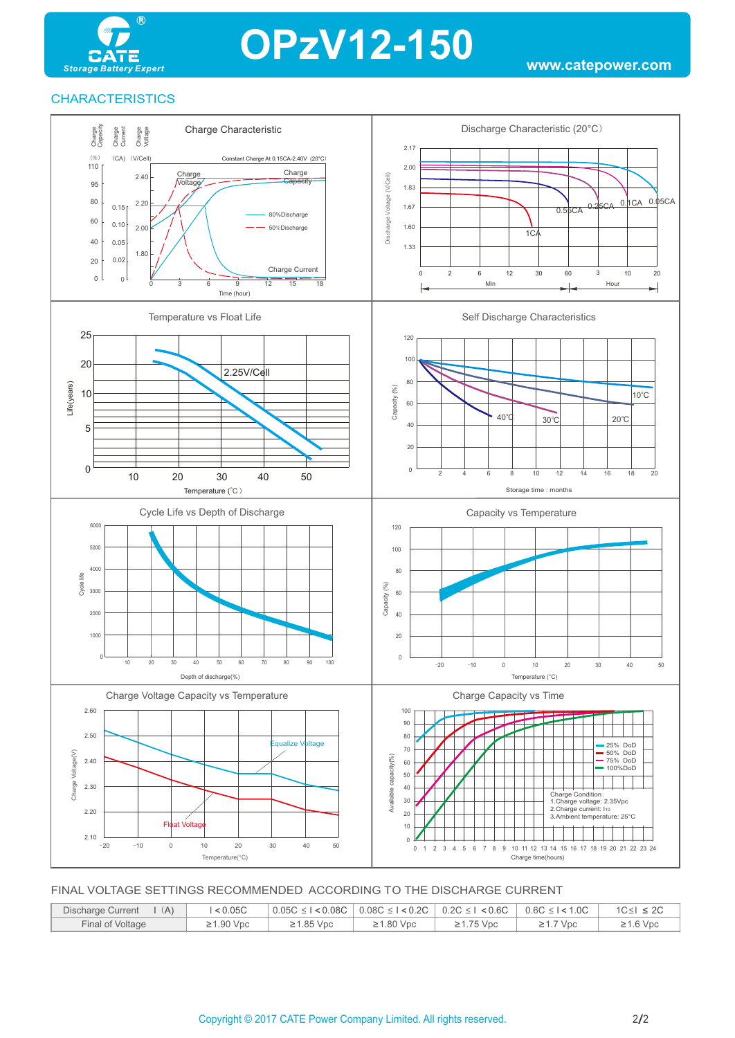# OPzV12-150

www.catepower.com

## CHARACTERISTICS

### Charge Characteristic

Charge Capacity (%)
Charge Current (CA)
Charge Voltage (V/Cell)

Constant Charge At 0.15CA-2.40V (20°C)

110, 95, 80, 60, 40, 20, 0

0.15, 0.10, 0.05, 0.02, 0

2.40, 2.20, 2.00, 1.80

Charge Voltage
Charge Capacity
80%Discharge
50%Discharge
Charge Current

0, 3, 6, 9, 12, 15, 18

Time (hour)

### Discharge Characteristic (20°C)

Discharge Voltage (V/Cell)

2.17, 2.00, 1.83, 1.67, 1.60, 1.33

1CA, 0.55CA, 0.25CA, 0.1CA, 0.05CA

0, 2, 6, 12, 30, 60, 3, 10, 20

Min, Hour

### Temperature vs Float Life

Life(years)

25, 20, 10, 5, 0

2.25V/Cell

10, 20, 30, 40, 50

Temperature (°C)

### Self Discharge Characteristics

Capacity (%)

120, 100, 80, 60, 40, 20, 0

40°C, 30°C, 20°C, 10°C

2, 4, 6, 8, 10, 12, 14, 16, 18, 20

Storage time : months

### Cycle Life vs Depth of Discharge

Cycle life

6000, 5000, 4000, 3000, 2000, 1000, 0

10, 20, 30, 40, 50, 60, 70, 80, 90, 100

Depth of discharge(%)

### Capacity vs Temperature

Capacity (%)

120, 100, 80, 60, 40, 20, 0

−20, −10, 0, 10, 20, 30, 40, 50

Temperature (°C)

### Charge Voltage Capacity vs Temperature

Charge Voltage(V)

2.60, 2.50, 2.40, 2.30, 2.20, 2.10

Equalize Voltage
Float Voltage

−20, −10, 0, 10, 20, 30, 40, 50

Temperature(°C)

### Charge Capacity vs Time

Available capacity(%)

100, 90, 80, 70, 60, 50, 40, 30, 20, 10, 0

25% DoD
50% DoD
75% DoD
100%DoD

Charge Condition:
1.Charge voltage: 2.35Vpc
2.Charge current: $I_{10}$
3.Ambient temperature: 25°C

0, 1, 2, 3, 4, 5, 6, 7, 8, 9, 10, 11, 12, 13, 14, 15, 16, 17, 18, 19, 20, 21, 22, 23, 24

Charge time(hours)

## FINAL VOLTAGE SETTINGS RECOMMENDED ACCORDING TO THE DISCHARGE CURRENT

| Discharge Current I (A) | I < 0.05C | 0.05C ≤ I < 0.08C | 0.08C ≤ I < 0.2C | 0.2C ≤ I < 0.6C | 0.6C ≤ I < 1.0C | 1C≤I ≤ 2C |
|---|---|---|---|---|---|---|
| Final of Voltage | ≥1.90 Vpc | ≥1.85 Vpc | ≥1.80 Vpc | ≥1.75 Vpc | ≥1.7 Vpc | ≥1.6 Vpc |

Copyright © 2017 CATE Power Company Limited. All rights reserved.